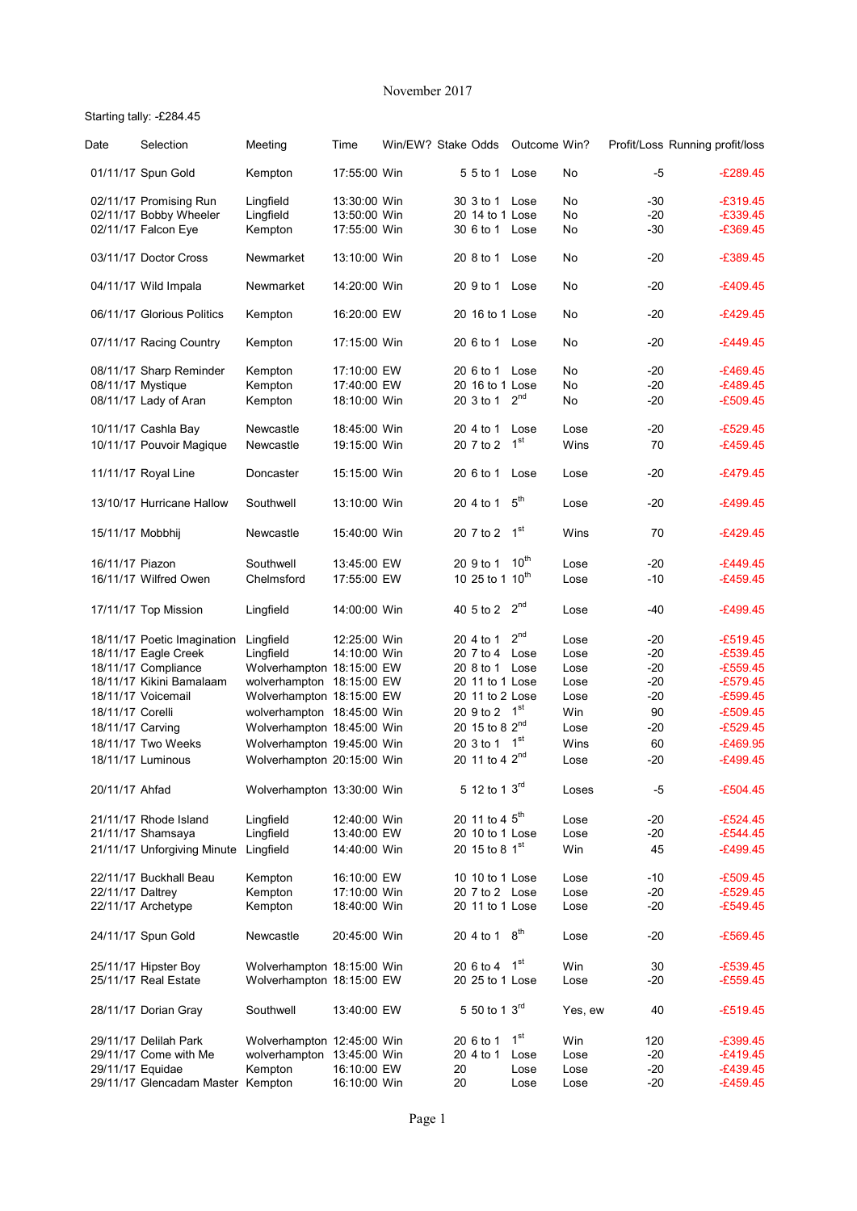# November 2017

Starting tally: -£284.45

| Date | Selection | Meeting | Time | Win/EW? | Stake | Odds | Outcome | Win? | Profit/Loss | Running profit/loss |
|---|---|---|---|---|---|---|---|---|---|---|
| 01/11/17 | Spun Gold | Kempton | 17:55:00 | Win | 5 | 5 to 1 | Lose | No | -5 | -£289.45 |
| 02/11/17 | Promising Run | Lingfield | 13:30:00 | Win | 30 | 3 to 1 | Lose | No | -30 | -£319.45 |
| 02/11/17 | Bobby Wheeler | Lingfield | 13:50:00 | Win | 20 | 14 to 1 | Lose | No | -20 | -£339.45 |
| 02/11/17 | Falcon Eye | Kempton | 17:55:00 | Win | 30 | 6 to 1 | Lose | No | -30 | -£369.45 |
| 03/11/17 | Doctor Cross | Newmarket | 13:10:00 | Win | 20 | 8 to 1 | Lose | No | -20 | -£389.45 |
| 04/11/17 | Wild Impala | Newmarket | 14:20:00 | Win | 20 | 9 to 1 | Lose | No | -20 | -£409.45 |
| 06/11/17 | Glorious Politics | Kempton | 16:20:00 | EW | 20 | 16 to 1 | Lose | No | -20 | -£429.45 |
| 07/11/17 | Racing Country | Kempton | 17:15:00 | Win | 20 | 6 to 1 | Lose | No | -20 | -£449.45 |
| 08/11/17 | Sharp Reminder | Kempton | 17:10:00 | EW | 20 | 6 to 1 | Lose | No | -20 | -£469.45 |
| 08/11/17 | Mystique | Kempton | 17:40:00 | EW | 20 | 16 to 1 | Lose | No | -20 | -£489.45 |
| 08/11/17 | Lady of Aran | Kempton | 18:10:00 | Win | 20 | 3 to 1 | 2nd | No | -20 | -£509.45 |
| 10/11/17 | Cashla Bay | Newcastle | 18:45:00 | Win | 20 | 4 to 1 | Lose | Lose | -20 | -£529.45 |
| 10/11/17 | Pouvoir Magique | Newcastle | 19:15:00 | Win | 20 | 7 to 2 | 1st | Wins | 70 | -£459.45 |
| 11/11/17 | Royal Line | Doncaster | 15:15:00 | Win | 20 | 6 to 1 | Lose | Lose | -20 | -£479.45 |
| 13/10/17 | Hurricane Hallow | Southwell | 13:10:00 | Win | 20 | 4 to 1 | 5th | Lose | -20 | -£499.45 |
| 15/11/17 | Mobbhij | Newcastle | 15:40:00 | Win | 20 | 7 to 2 | 1st | Wins | 70 | -£429.45 |
| 16/11/17 | Piazon | Southwell | 13:45:00 | EW | 20 | 9 to 1 | 10th | Lose | -20 | -£449.45 |
| 16/11/17 | Wilfred Owen | Chelmsford | 17:55:00 | EW | 10 | 25 to 1 | 10th | Lose | -10 | -£459.45 |
| 17/11/17 | Top Mission | Lingfield | 14:00:00 | Win | 40 | 5 to 2 | 2nd | Lose | -40 | -£499.45 |
| 18/11/17 | Poetic Imagination | Lingfield | 12:25:00 | Win | 20 | 4 to 1 | 2nd | Lose | -20 | -£519.45 |
| 18/11/17 | Eagle Creek | Lingfield | 14:10:00 | Win | 20 | 7 to 4 | Lose | Lose | -20 | -£539.45 |
| 18/11/17 | Compliance | Wolverhampton | 18:15:00 | EW | 20 | 8 to 1 | Lose | Lose | -20 | -£559.45 |
| 18/11/17 | Kikini Bamalaam | wolverhampton | 18:15:00 | EW | 20 | 11 to 1 | Lose | Lose | -20 | -£579.45 |
| 18/11/17 | Voicemail | Wolverhampton | 18:15:00 | EW | 20 | 11 to 2 | Lose | Lose | -20 | -£599.45 |
| 18/11/17 | Corelli | wolverhampton | 18:45:00 | Win | 20 | 9 to 2 | 1st | Win | 90 | -£509.45 |
| 18/11/17 | Carving | Wolverhampton | 18:45:00 | Win | 20 | 15 to 8 | 2nd | Lose | -20 | -£529.45 |
| 18/11/17 | Two Weeks | Wolverhampton | 19:45:00 | Win | 20 | 3 to 1 | 1st | Wins | 60 | -£469.95 |
| 18/11/17 | Luminous | Wolverhampton | 20:15:00 | Win | 20 | 11 to 4 | 2nd | Lose | -20 | -£499.45 |
| 20/11/17 | Ahfad | Wolverhampton | 13:30:00 | Win | 5 | 12 to 1 | 3rd | Loses | -5 | -£504.45 |
| 21/11/17 | Rhode Island | Lingfield | 12:40:00 | Win | 20 | 11 to 4 | 5th | Lose | -20 | -£524.45 |
| 21/11/17 | Shamsaya | Lingfield | 13:40:00 | EW | 20 | 10 to 1 | Lose | Lose | -20 | -£544.45 |
| 21/11/17 | Unforgiving Minute | Lingfield | 14:40:00 | Win | 20 | 15 to 8 | 1st | Win | 45 | -£499.45 |
| 22/11/17 | Buckhall Beau | Kempton | 16:10:00 | EW | 10 | 10 to 1 | Lose | Lose | -10 | -£509.45 |
| 22/11/17 | Daltrey | Kempton | 17:10:00 | Win | 20 | 7 to 2 | Lose | Lose | -20 | -£529.45 |
| 22/11/17 | Archetype | Kempton | 18:40:00 | Win | 20 | 11 to 1 | Lose | Lose | -20 | -£549.45 |
| 24/11/17 | Spun Gold | Newcastle | 20:45:00 | Win | 20 | 4 to 1 | 8th | Lose | -20 | -£569.45 |
| 25/11/17 | Hipster Boy | Wolverhampton | 18:15:00 | Win | 20 | 6 to 4 | 1st | Win | 30 | -£539.45 |
| 25/11/17 | Real Estate | Wolverhampton | 18:15:00 | EW | 20 | 25 to 1 | Lose | Lose | -20 | -£559.45 |
| 28/11/17 | Dorian Gray | Southwell | 13:40:00 | EW | 5 | 50 to 1 | 3rd | Yes, ew | 40 | -£519.45 |
| 29/11/17 | Delilah Park | Wolverhampton | 12:45:00 | Win | 20 | 6 to 1 | 1st | Win | 120 | -£399.45 |
| 29/11/17 | Come with Me | wolverhampton | 13:45:00 | Win | 20 | 4 to 1 | Lose | Lose | -20 | -£419.45 |
| 29/11/17 | Equidae | Kempton | 16:10:00 | EW | 20 | | Lose | Lose | -20 | -£439.45 |
| 29/11/17 | Glencadam Master | Kempton | 16:10:00 | Win | 20 | | Lose | Lose | -20 | -£459.45 |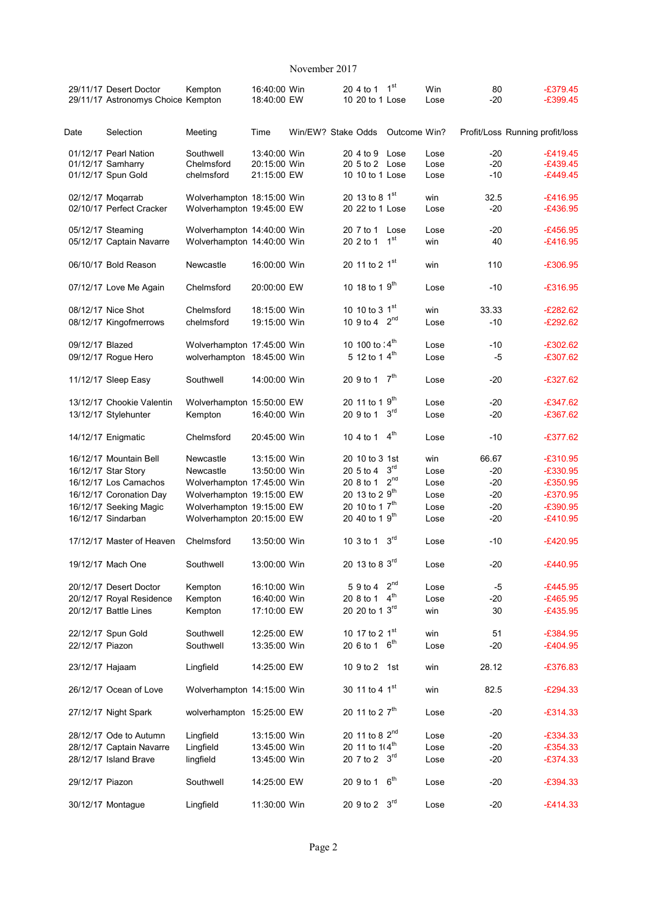November 2017

| | | | | | | | | | | |
|---|---|---|---|---|---|---|---|---|---|---|
| 29/11/17 | Desert Doctor | Kempton | 16:40:00 | Win | 20 | 4 to 1 | 1st | Win | 80 | -£379.45 |
| 29/11/17 | Astronomys Choice | Kempton | 18:40:00 | EW | 10 | 20 to 1 | Lose | Lose | -20 | -£399.45 |

| Date | Selection | Meeting | Time | Win/EW? | Stake | Odds | Outcome | Win? | Profit/Loss | Running profit/loss |
|---|---|---|---|---|---|---|---|---|---|---|
| 01/12/17 | Pearl Nation | Southwell | 13:40:00 | Win | 20 | 4 to 9 | Lose | Lose | -20 | -£419.45 |
| 01/12/17 | Samharry | Chelmsford | 20:15:00 | Win | 20 | 5 to 2 | Lose | Lose | -20 | -£439.45 |
| 01/12/17 | Spun Gold | chelmsford | 21:15:00 | EW | 10 | 10 to 1 | Lose | Lose | -10 | -£449.45 |
| 02/12/17 | Moqarrab | Wolverhampton | 18:15:00 | Win | 20 | 13 to 8 | 1st | win | 32.5 | -£416.95 |
| 02/10/17 | Perfect Cracker | Wolverhampton | 19:45:00 | EW | 20 | 22 to 1 | Lose | Lose | -20 | -£436.95 |
| 05/12/17 | Steaming | Wolverhampton | 14:40:00 | Win | 20 | 7 to 1 | Lose | Lose | -20 | -£456.95 |
| 05/12/17 | Captain Navarre | Wolverhampton | 14:40:00 | Win | 20 | 2 to 1 | 1st | win | 40 | -£416.95 |
| 06/10/17 | Bold Reason | Newcastle | 16:00:00 | Win | 20 | 11 to 2 | 1st | win | 110 | -£306.95 |
| 07/12/17 | Love Me Again | Chelmsford | 20:00:00 | EW | 10 | 18 to 1 | 9th | Lose | -10 | -£316.95 |
| 08/12/17 | Nice Shot | Chelmsford | 18:15:00 | Win | 10 | 10 to 3 | 1st | win | 33.33 | -£282.62 |
| 08/12/17 | Kingofmerrows | chelmsford | 19:15:00 | Win | 10 | 9 to 4 | 2nd | Lose | -10 | -£292.62 |
| 09/12/17 | Blazed | Wolverhampton | 17:45:00 | Win | 10 | 100 to : | 4th | Lose | -10 | -£302.62 |
| 09/12/17 | Rogue Hero | wolverhampton | 18:45:00 | Win | 5 | 12 to 1 | 4th | Lose | -5 | -£307.62 |
| 11/12/17 | Sleep Easy | Southwell | 14:00:00 | Win | 20 | 9 to 1 | 7th | Lose | -20 | -£327.62 |
| 13/12/17 | Chookie Valentin | Wolverhampton | 15:50:00 | EW | 20 | 11 to 1 | 9th | Lose | -20 | -£347.62 |
| 13/12/17 | Stylehunter | Kempton | 16:40:00 | Win | 20 | 9 to 1 | 3rd | Lose | -20 | -£367.62 |
| 14/12/17 | Enigmatic | Chelmsford | 20:45:00 | Win | 10 | 4 to 1 | 4th | Lose | -10 | -£377.62 |
| 16/12/17 | Mountain Bell | Newcastle | 13:15:00 | Win | 20 | 10 to 3 | 1st | win | 66.67 | -£310.95 |
| 16/12/17 | Star Story | Newcastle | 13:50:00 | Win | 20 | 5 to 4 | 3rd | Lose | -20 | -£330.95 |
| 16/12/17 | Los Camachos | Wolverhampton | 17:45:00 | Win | 20 | 8 to 1 | 2nd | Lose | -20 | -£350.95 |
| 16/12/17 | Coronation Day | Wolverhampton | 19:15:00 | EW | 20 | 13 to 2 | 9th | Lose | -20 | -£370.95 |
| 16/12/17 | Seeking Magic | Wolverhampton | 19:15:00 | EW | 20 | 10 to 1 | 7th | Lose | -20 | -£390.95 |
| 16/12/17 | Sindarban | Wolverhampton | 20:15:00 | EW | 20 | 40 to 1 | 9th | Lose | -20 | -£410.95 |
| 17/12/17 | Master of Heaven | Chelmsford | 13:50:00 | Win | 10 | 3 to 1 | 3rd | Lose | -10 | -£420.95 |
| 19/12/17 | Mach One | Southwell | 13:00:00 | Win | 20 | 13 to 8 | 3rd | Lose | -20 | -£440.95 |
| 20/12/17 | Desert Doctor | Kempton | 16:10:00 | Win | 5 | 9 to 4 | 2nd | Lose | -5 | -£445.95 |
| 20/12/17 | Royal Residence | Kempton | 16:40:00 | Win | 20 | 8 to 1 | 4th | Lose | -20 | -£465.95 |
| 20/12/17 | Battle Lines | Kempton | 17:10:00 | EW | 20 | 20 to 1 | 3rd | win | 30 | -£435.95 |
| 22/12/17 | Spun Gold | Southwell | 12:25:00 | EW | 10 | 17 to 2 | 1st | win | 51 | -£384.95 |
| 22/12/17 | Piazon | Southwell | 13:35:00 | Win | 20 | 6 to 1 | 6th | Lose | -20 | -£404.95 |
| 23/12/17 | Hajaam | Lingfield | 14:25:00 | EW | 10 | 9 to 2 | 1st | win | 28.12 | -£376.83 |
| 26/12/17 | Ocean of Love | Wolverhampton | 14:15:00 | Win | 30 | 11 to 4 | 1st | win | 82.5 | -£294.33 |
| 27/12/17 | Night Spark | wolverhampton | 15:25:00 | EW | 20 | 11 to 2 | 7th | Lose | -20 | -£314.33 |
| 28/12/17 | Ode to Autumn | Lingfield | 13:15:00 | Win | 20 | 11 to 8 | 2nd | Lose | -20 | -£334.33 |
| 28/12/17 | Captain Navarre | Lingfield | 13:45:00 | Win | 20 | 11 to 1( | 4th | Lose | -20 | -£354.33 |
| 28/12/17 | Island Brave | lingfield | 13:45:00 | Win | 20 | 7 to 2 | 3rd | Lose | -20 | -£374.33 |
| 29/12/17 | Piazon | Southwell | 14:25:00 | EW | 20 | 9 to 1 | 6th | Lose | -20 | -£394.33 |
| 30/12/17 | Montague | Lingfield | 11:30:00 | Win | 20 | 9 to 2 | 3rd | Lose | -20 | -£414.33 |